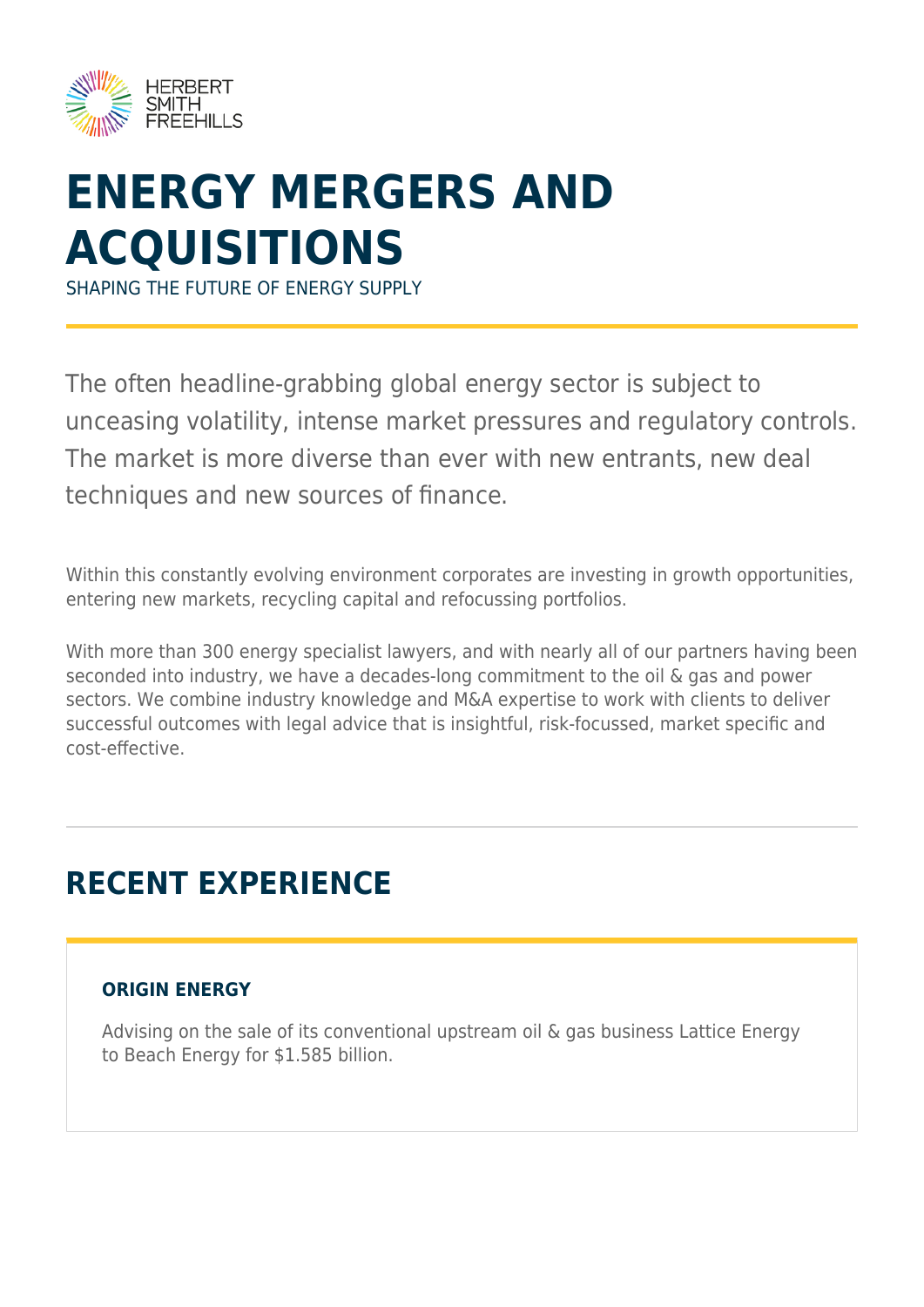HERBERT SMITH FREEHILLS

# ENERGY MERGERS AND ACQUISITIONS

SHAPING THE FUTURE OF ENERGY SUPPLY

The often headline-grabbing global energy sector is subject to unceasing volatility, intense market pressures and regulatory controls. The market is more diverse than ever with new entrants, new deal techniques and new sources of finance.

Within this constantly evolving environment corporates are investing in growth opportunities, entering new markets, recycling capital and refocussing portfolios.

With more than 300 energy specialist lawyers, and with nearly all of our partners having been seconded into industry, we have a decades-long commitment to the oil & gas and power sectors. We combine industry knowledge and M&A expertise to work with clients to deliver successful outcomes with legal advice that is insightful, risk-focussed, market specific and cost-effective.

## RECENT EXPERIENCE

### ORIGIN ENERGY

Advising on the sale of its conventional upstream oil & gas business Lattice Energy to Beach Energy for $1.585 billion.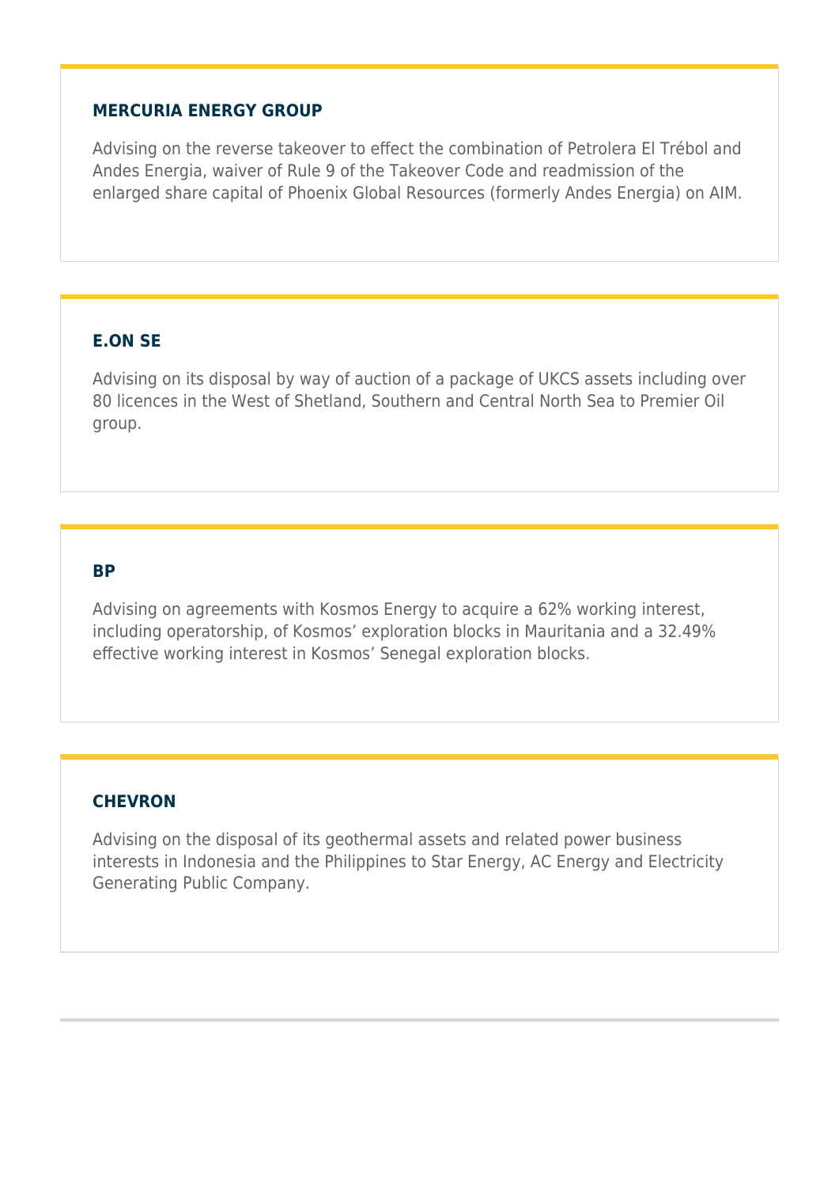### MERCURIA ENERGY GROUP

Advising on the reverse takeover to effect the combination of Petrolera El Trébol and Andes Energia, waiver of Rule 9 of the Takeover Code and readmission of the enlarged share capital of Phoenix Global Resources (formerly Andes Energia) on AIM.

### E.ON SE

Advising on its disposal by way of auction of a package of UKCS assets including over 80 licences in the West of Shetland, Southern and Central North Sea to Premier Oil group.

### BP

Advising on agreements with Kosmos Energy to acquire a 62% working interest, including operatorship, of Kosmos' exploration blocks in Mauritania and a 32.49% effective working interest in Kosmos' Senegal exploration blocks.

### CHEVRON

Advising on the disposal of its geothermal assets and related power business interests in Indonesia and the Philippines to Star Energy, AC Energy and Electricity Generating Public Company.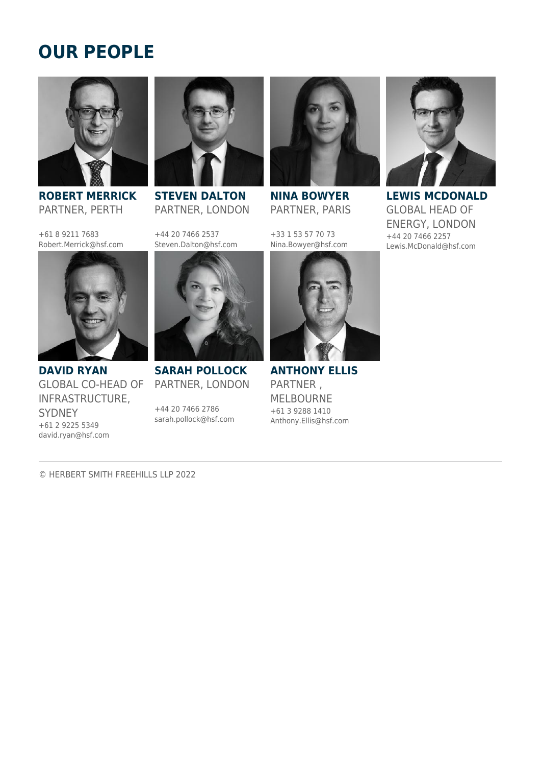# OUR PEOPLE

**ROBERT MERRICK**
PARTNER, PERTH

+61 8 9211 7683
Robert.Merrick@hsf.com

**STEVEN DALTON**
PARTNER, LONDON

+44 20 7466 2537
Steven.Dalton@hsf.com

**NINA BOWYER**
PARTNER, PARIS

+33 1 53 57 70 73
Nina.Bowyer@hsf.com

**LEWIS MCDONALD**
GLOBAL HEAD OF ENERGY, LONDON

+44 20 7466 2257
Lewis.McDonald@hsf.com

**DAVID RYAN**
GLOBAL CO-HEAD OF INFRASTRUCTURE, SYDNEY

+61 2 9225 5349
david.ryan@hsf.com

**SARAH POLLOCK**
PARTNER, LONDON

+44 20 7466 2786
sarah.pollock@hsf.com

**ANTHONY ELLIS**
PARTNER , MELBOURNE

+61 3 9288 1410
Anthony.Ellis@hsf.com

© HERBERT SMITH FREEHILLS LLP 2022